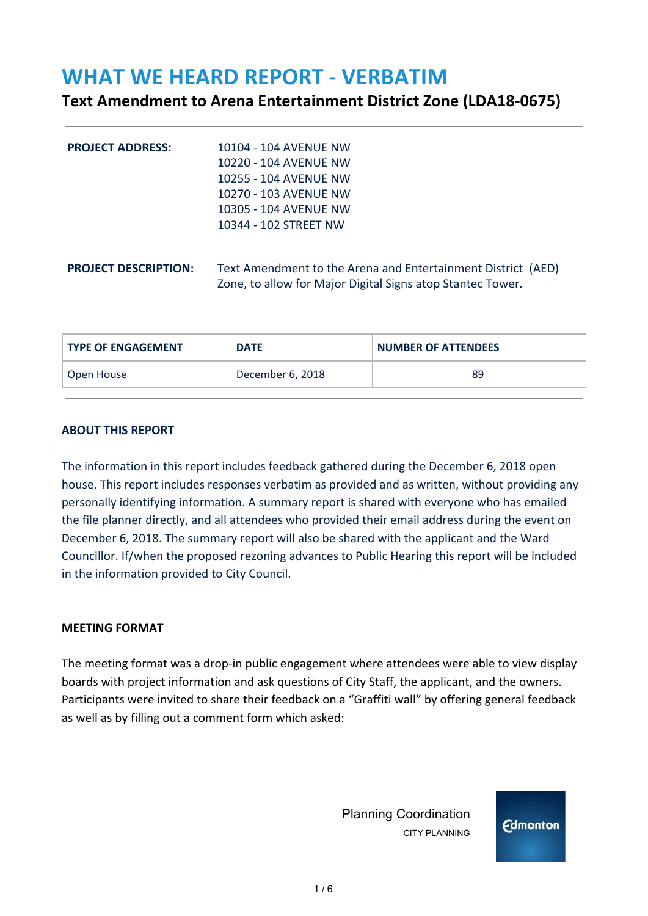# WHAT WE HEARD REPORT - VERBATIM

## Text Amendment to Arena Entertainment District Zone (LDA18-0675)

**PROJECT ADDRESS:**

10104 - 104 AVENUE NW
10220 - 104 AVENUE NW
10255 - 104 AVENUE NW
10270 - 103 AVENUE NW
10305 - 104 AVENUE NW
10344 - 102 STREET NW

**PROJECT DESCRIPTION:** Text Amendment to the Arena and Entertainment District (AED) Zone, to allow for Major Digital Signs atop Stantec Tower.

| TYPE OF ENGAGEMENT | DATE | NUMBER OF ATTENDEES |
|---|---|---|
| Open House | December 6, 2018 | 89 |

### ABOUT THIS REPORT

The information in this report includes feedback gathered during the December 6, 2018 open house. This report includes responses verbatim as provided and as written, without providing any personally identifying information. A summary report is shared with everyone who has emailed the file planner directly, and all attendees who provided their email address during the event on December 6, 2018. The summary report will also be shared with the applicant and the Ward Councillor. If/when the proposed rezoning advances to Public Hearing this report will be included in the information provided to City Council.

### MEETING FORMAT

The meeting format was a drop-in public engagement where attendees were able to view display boards with project information and ask questions of City Staff, the applicant, and the owners. Participants were invited to share their feedback on a "Graffiti wall" by offering general feedback as well as by filling out a comment form which asked:

Planning Coordination
CITY PLANNING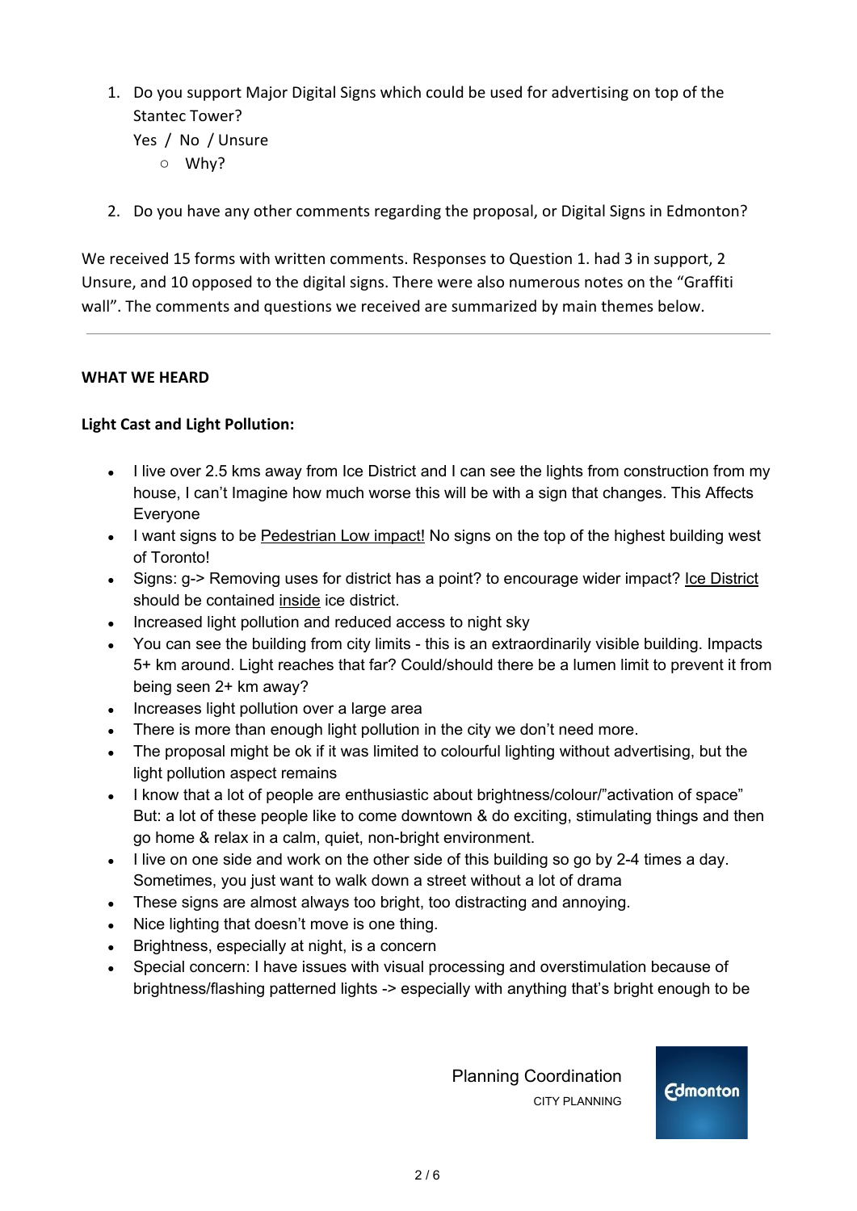1. Do you support Major Digital Signs which could be used for advertising on top of the Stantec Tower?
   Yes / No / Unsure
   - Why?

2. Do you have any other comments regarding the proposal, or Digital Signs in Edmonton?

We received 15 forms with written comments. Responses to Question 1. had 3 in support, 2 Unsure, and 10 opposed to the digital signs. There were also numerous notes on the "Graffiti wall". The comments and questions we received are summarized by main themes below.

---

**WHAT WE HEARD**

**Light Cast and Light Pollution:**

- I live over 2.5 kms away from Ice District and I can see the lights from construction from my house, I can't Imagine how much worse this will be with a sign that changes. This Affects Everyone
- I want signs to be Pedestrian Low impact! No signs on the top of the highest building west of Toronto!
- Signs: g-> Removing uses for district has a point? to encourage wider impact? Ice District should be contained inside ice district.
- Increased light pollution and reduced access to night sky
- You can see the building from city limits - this is an extraordinarily visible building. Impacts 5+ km around. Light reaches that far? Could/should there be a lumen limit to prevent it from being seen 2+ km away?
- Increases light pollution over a large area
- There is more than enough light pollution in the city we don't need more.
- The proposal might be ok if it was limited to colourful lighting without advertising, but the light pollution aspect remains
- I know that a lot of people are enthusiastic about brightness/colour/"activation of space" But: a lot of these people like to come downtown & do exciting, stimulating things and then go home & relax in a calm, quiet, non-bright environment.
- I live on one side and work on the other side of this building so go by 2-4 times a day. Sometimes, you just want to walk down a street without a lot of drama
- These signs are almost always too bright, too distracting and annoying.
- Nice lighting that doesn't move is one thing.
- Brightness, especially at night, is a concern
- Special concern: I have issues with visual processing and overstimulation because of brightness/flashing patterned lights -> especially with anything that's bright enough to be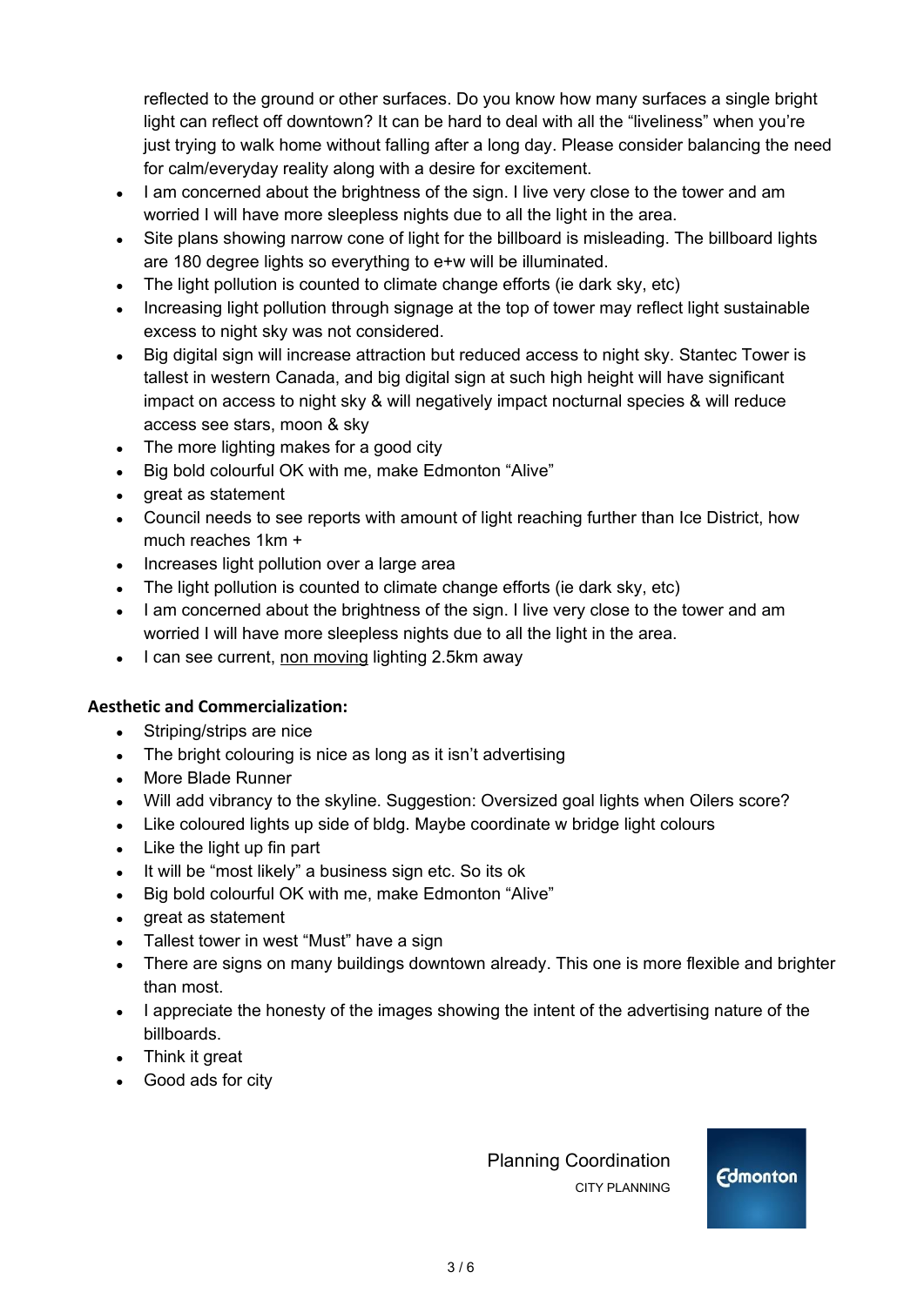reflected to the ground or other surfaces. Do you know how many surfaces a single bright light can reflect off downtown? It can be hard to deal with all the "liveliness" when you're just trying to walk home without falling after a long day. Please consider balancing the need for calm/everyday reality along with a desire for excitement.

- I am concerned about the brightness of the sign. I live very close to the tower and am worried I will have more sleepless nights due to all the light in the area.
- Site plans showing narrow cone of light for the billboard is misleading. The billboard lights are 180 degree lights so everything to e+w will be illuminated.
- The light pollution is counted to climate change efforts (ie dark sky, etc)
- Increasing light pollution through signage at the top of tower may reflect light sustainable excess to night sky was not considered.
- Big digital sign will increase attraction but reduced access to night sky. Stantec Tower is tallest in western Canada, and big digital sign at such high height will have significant impact on access to night sky & will negatively impact nocturnal species & will reduce access see stars, moon & sky
- The more lighting makes for a good city
- Big bold colourful OK with me, make Edmonton "Alive"
- great as statement
- Council needs to see reports with amount of light reaching further than Ice District, how much reaches 1km +
- Increases light pollution over a large area
- The light pollution is counted to climate change efforts (ie dark sky, etc)
- I am concerned about the brightness of the sign. I live very close to the tower and am worried I will have more sleepless nights due to all the light in the area.
- I can see current, <u>non moving</u> lighting 2.5km away

**Aesthetic and Commercialization:**

- Striping/strips are nice
- The bright colouring is nice as long as it isn't advertising
- More Blade Runner
- Will add vibrancy to the skyline. Suggestion: Oversized goal lights when Oilers score?
- Like coloured lights up side of bldg. Maybe coordinate w bridge light colours
- Like the light up fin part
- It will be "most likely" a business sign etc. So its ok
- Big bold colourful OK with me, make Edmonton "Alive"
- great as statement
- Tallest tower in west "Must" have a sign
- There are signs on many buildings downtown already. This one is more flexible and brighter than most.
- I appreciate the honesty of the images showing the intent of the advertising nature of the billboards.
- Think it great
- Good ads for city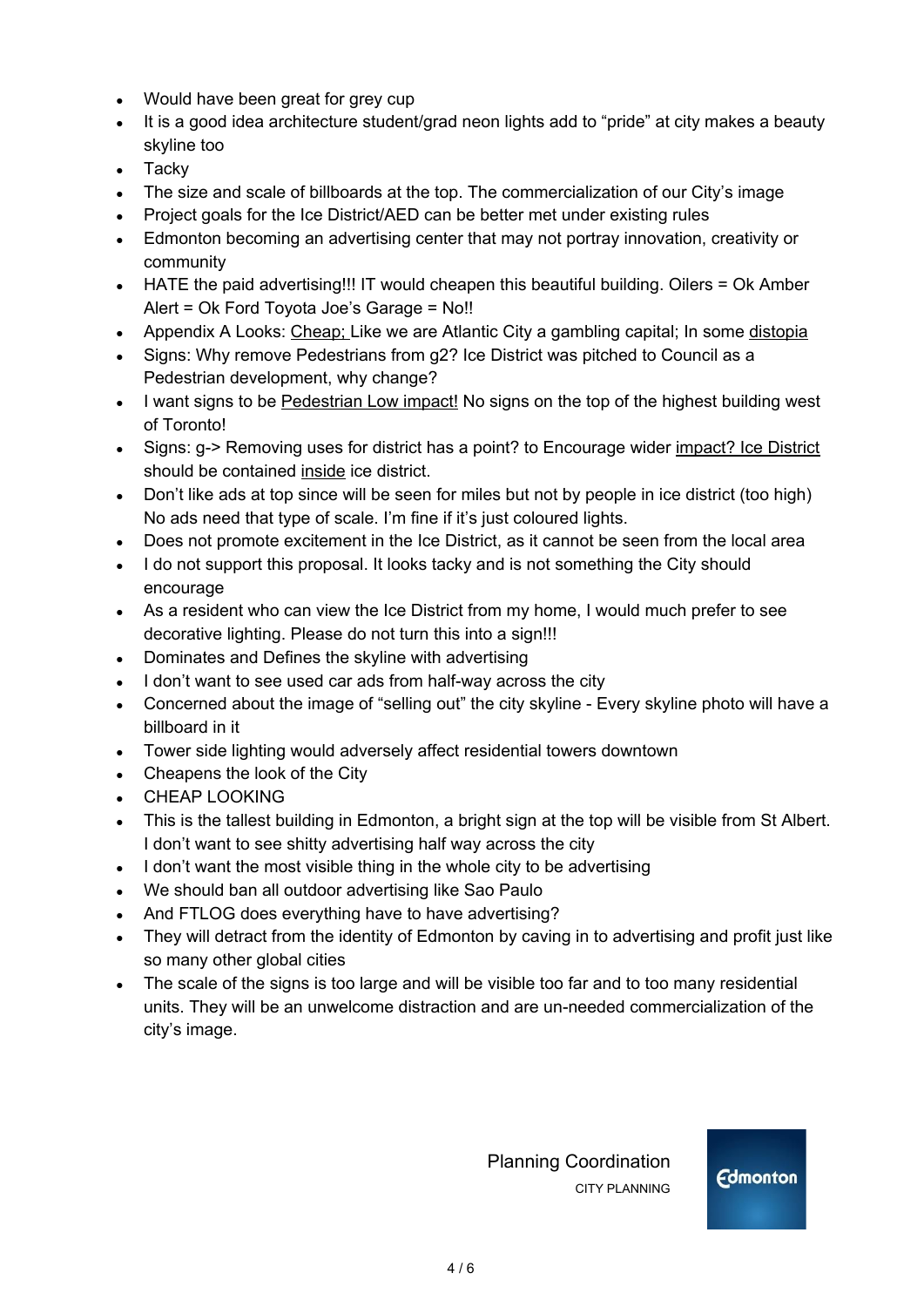- Would have been great for grey cup
- It is a good idea architecture student/grad neon lights add to "pride" at city makes a beauty skyline too
- Tacky
- The size and scale of billboards at the top. The commercialization of our City's image
- Project goals for the Ice District/AED can be better met under existing rules
- Edmonton becoming an advertising center that may not portray innovation, creativity or community
- HATE the paid advertising!!! IT would cheapen this beautiful building. Oilers = Ok Amber Alert = Ok Ford Toyota Joe's Garage = No!!
- Appendix A Looks: <u>Cheap;</u> Like we are Atlantic City a gambling capital; In some <u>distopia</u>
- Signs: Why remove Pedestrians from g2? Ice District was pitched to Council as a Pedestrian development, why change?
- I want signs to be <u>Pedestrian Low impact!</u> No signs on the top of the highest building west of Toronto!
- Signs: g-> Removing uses for district has a point? to Encourage wider <u>impact? Ice District</u> should be contained <u>inside</u> ice district.
- Don't like ads at top since will be seen for miles but not by people in ice district (too high) No ads need that type of scale. I'm fine if it's just coloured lights.
- Does not promote excitement in the Ice District, as it cannot be seen from the local area
- I do not support this proposal. It looks tacky and is not something the City should encourage
- As a resident who can view the Ice District from my home, I would much prefer to see decorative lighting. Please do not turn this into a sign!!!
- Dominates and Defines the skyline with advertising
- I don't want to see used car ads from half-way across the city
- Concerned about the image of "selling out" the city skyline - Every skyline photo will have a billboard in it
- Tower side lighting would adversely affect residential towers downtown
- Cheapens the look of the City
- CHEAP LOOKING
- This is the tallest building in Edmonton, a bright sign at the top will be visible from St Albert. I don't want to see shitty advertising half way across the city
- I don't want the most visible thing in the whole city to be advertising
- We should ban all outdoor advertising like Sao Paulo
- And FTLOG does everything have to have advertising?
- They will detract from the identity of Edmonton by caving in to advertising and profit just like so many other global cities
- The scale of the signs is too large and will be visible too far and to too many residential units. They will be an unwelcome distraction and are un-needed commercialization of the city's image.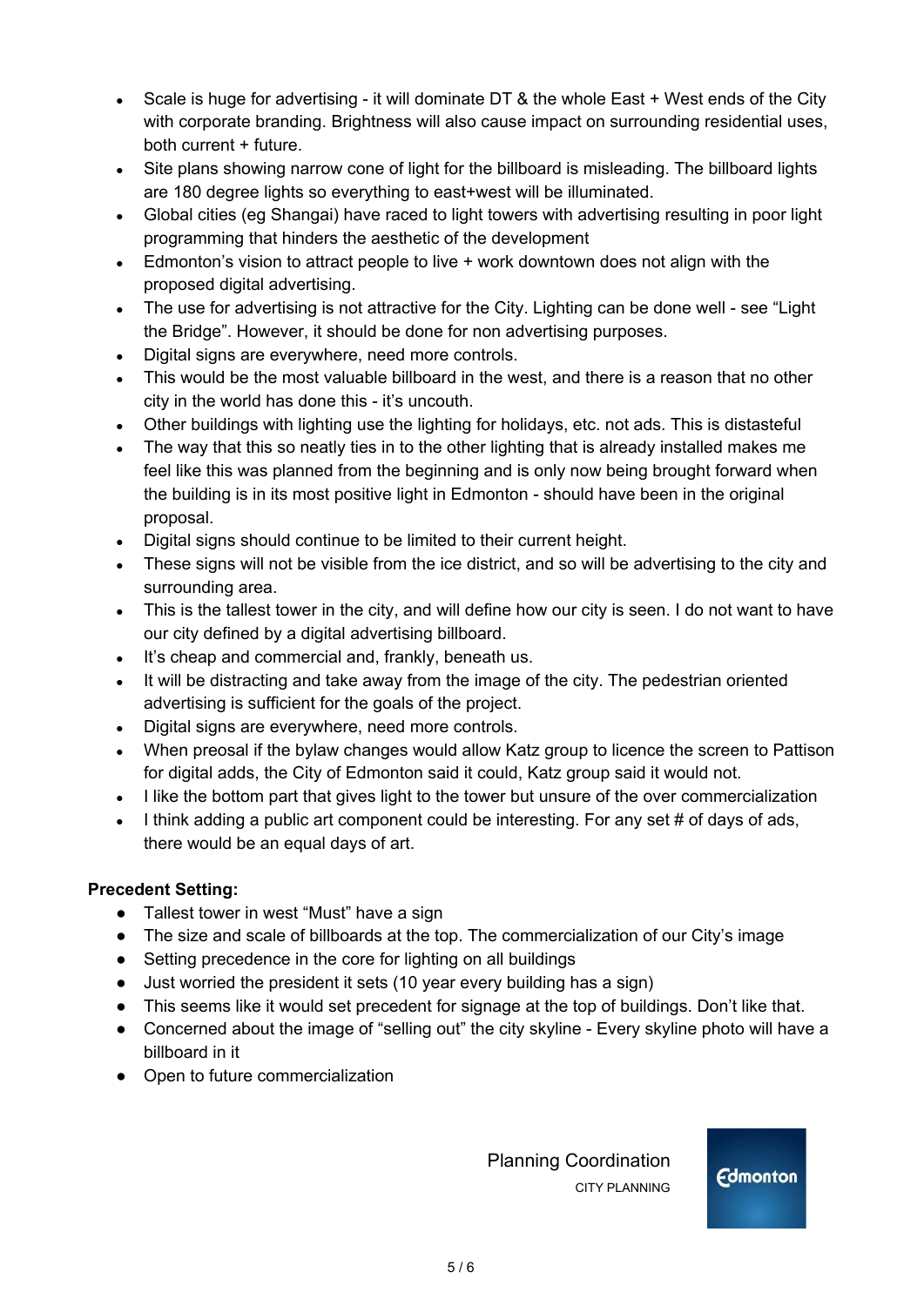- Scale is huge for advertising - it will dominate DT & the whole East + West ends of the City with corporate branding. Brightness will also cause impact on surrounding residential uses, both current + future.
- Site plans showing narrow cone of light for the billboard is misleading. The billboard lights are 180 degree lights so everything to east+west will be illuminated.
- Global cities (eg Shangai) have raced to light towers with advertising resulting in poor light programming that hinders the aesthetic of the development
- Edmonton's vision to attract people to live + work downtown does not align with the proposed digital advertising.
- The use for advertising is not attractive for the City. Lighting can be done well - see "Light the Bridge". However, it should be done for non advertising purposes.
- Digital signs are everywhere, need more controls.
- This would be the most valuable billboard in the west, and there is a reason that no other city in the world has done this - it's uncouth.
- Other buildings with lighting use the lighting for holidays, etc. not ads. This is distasteful
- The way that this so neatly ties in to the other lighting that is already installed makes me feel like this was planned from the beginning and is only now being brought forward when the building is in its most positive light in Edmonton - should have been in the original proposal.
- Digital signs should continue to be limited to their current height.
- These signs will not be visible from the ice district, and so will be advertising to the city and surrounding area.
- This is the tallest tower in the city, and will define how our city is seen. I do not want to have our city defined by a digital advertising billboard.
- It's cheap and commercial and, frankly, beneath us.
- It will be distracting and take away from the image of the city. The pedestrian oriented advertising is sufficient for the goals of the project.
- Digital signs are everywhere, need more controls.
- When preosal if the bylaw changes would allow Katz group to licence the screen to Pattison for digital adds, the City of Edmonton said it could, Katz group said it would not.
- I like the bottom part that gives light to the tower but unsure of the over commercialization
- I think adding a public art component could be interesting. For any set # of days of ads, there would be an equal days of art.

**Precedent Setting:**

- Tallest tower in west "Must" have a sign
- The size and scale of billboards at the top. The commercialization of our City's image
- Setting precedence in the core for lighting on all buildings
- Just worried the president it sets (10 year every building has a sign)
- This seems like it would set precedent for signage at the top of buildings. Don't like that.
- Concerned about the image of "selling out" the city skyline - Every skyline photo will have a billboard in it
- Open to future commercialization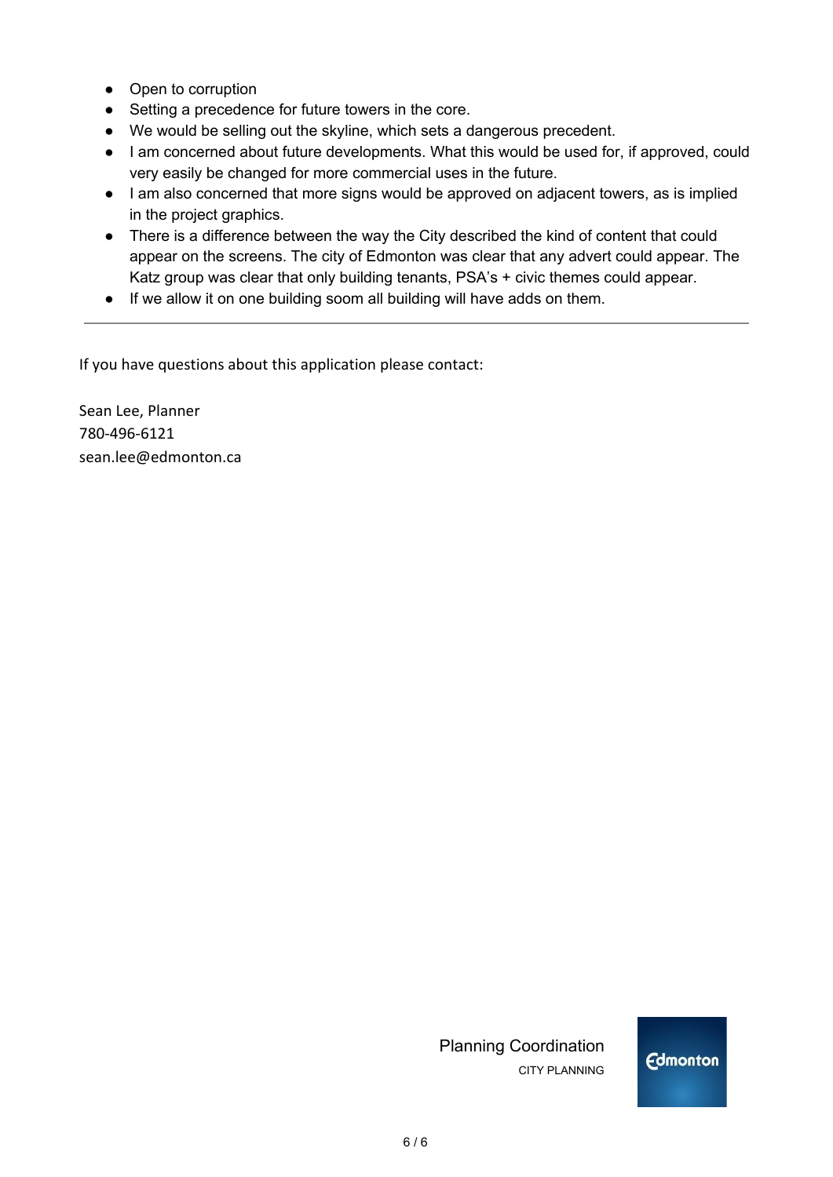- Open to corruption
- Setting a precedence for future towers in the core.
- We would be selling out the skyline, which sets a dangerous precedent.
- I am concerned about future developments. What this would be used for, if approved, could very easily be changed for more commercial uses in the future.
- I am also concerned that more signs would be approved on adjacent towers, as is implied in the project graphics.
- There is a difference between the way the City described the kind of content that could appear on the screens. The city of Edmonton was clear that any advert could appear. The Katz group was clear that only building tenants, PSA's + civic themes could appear.
- If we allow it on one building soom all building will have adds on them.

---

If you have questions about this application please contact:

Sean Lee, Planner
780-496-6121
sean.lee@edmonton.ca

Planning Coordination
CITY PLANNING

Edmonton